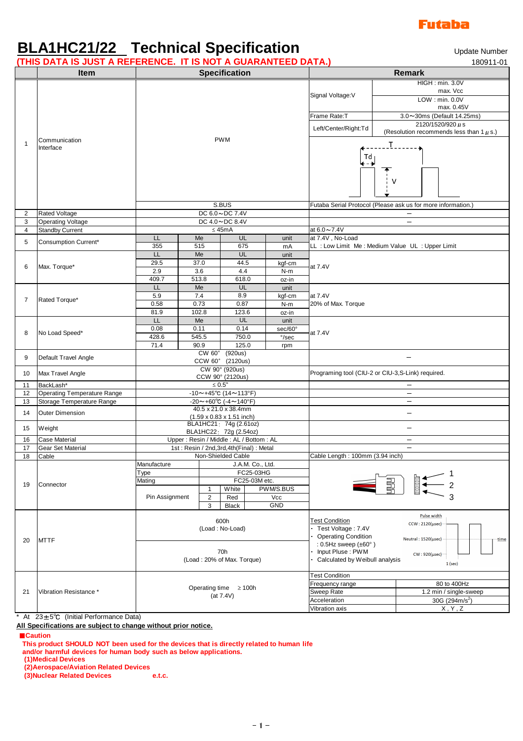Futaba

# BLA1HC21/22 Technical Specification

Update Number 180911-01

**(THIS DATA IS JUST A REFERENCE. IT IS NOT A GUARANTEED DATA.)**

| | Item | Specification | | | | Remark | |
|---|---|---|---|---|---|---|---|
| 1 | Communication Interface | PWM | | | | Signal Voltage:V | HIGH : min. 3.0V max. Vcc / LOW : min. 0.0V max. 0.45V |
| | | | | | | Frame Rate:T | 3.0～30ms (Default 14.25ms) |
| | | | | | | Left/Center/Right:Td | 2120/1520/920 μs (Resolution recommends less than 1 μ s.) |
| | | S.BUS | | | | Futaba Serial Protocol (Please ask us for more information.) | |
| 2 | Rated Voltage | DC 6.0～DC 7.4V | | | | – | |
| 3 | Operating Voltage | DC 4.0～DC 8.4V | | | | – | |
| 4 | Standby Current | ≤ 45mA | | | | at 6.0～7.4V | |
| 5 | Consumption Current* | LL | Me | UL | unit | at 7.4V , No-Load | |
| | | 355 | 515 | 675 | mA | LL : Low Limit Me : Medium Value UL : Upper Limit | |
| 6 | Max. Torque* | LL | Me | UL | unit | at 7.4V | |
| | | 29.5 | 37.0 | 44.5 | kgf-cm | | |
| | | 2.9 | 3.6 | 4.4 | N-m | | |
| | | 409.7 | 513.8 | 618.0 | oz-in | | |
| 7 | Rated Torque* | LL | Me | UL | unit | at 7.4V 20% of Max. Torque | |
| | | 5.9 | 7.4 | 8.9 | kgf-cm | | |
| | | 0.58 | 0.73 | 0.87 | N-m | | |
| | | 81.9 | 102.8 | 123.6 | oz-in | | |
| 8 | No Load Speed* | LL | Me | UL | unit | at 7.4V | |
| | | 0.08 | 0.11 | 0.14 | sec/60° | | |
| | | 428.6 | 545.5 | 750.0 | °/sec | | |
| | | 71.4 | 90.9 | 125.0 | rpm | | |
| 9 | Default Travel Angle | CW 60° (920us) CCW 60° (2120us) | | | | – | |
| 10 | Max Travel Angle | CW 90° (920us) CCW 90° (2120us) | | | | Programing tool (CIU-2 or CIU-3,S-Link) required. | |
| 11 | BackLash* | ≤ 0.5° | | | | – | |
| 12 | Operating Temperature Range | -10～+45℃ (14～113°F) | | | | – | |
| 13 | Storage Temperature Range | -20～+60℃ (-4～140°F) | | | | – | |
| 14 | Outer Dimension | 40.5 x 21.0 x 38.4mm (1.59 x 0.83 x 1.51 inch) | | | | – | |
| 15 | Weight | BLA1HC21: 74g (2.61oz) BLA1HC22: 72g (2.54oz) | | | | – | |
| 16 | Case Material | Upper : Resin / Middle : AL / Bottom : AL | | | | – | |
| 17 | Gear Set Material | 1st : Resin / 2nd,3rd,4th(Final) : Metal | | | | – | |
| 18 | Cable | Non-Shielded Cable | | | | Cable Length : 100mm (3.94 inch) | |
| 19 | Connector | Manufacture | J.A.M. Co., Ltd. | | | | |
| | | Type | FC25-03HG | | | | |
| | | Mating | FC25-03M etc. | | | | |
| | | Pin Assignment | 1 | White | PWM/S.BUS | | |
| | | | 2 | Red | Vcc | | |
| | | | 3 | Black | GND | | |
| 20 | MTTF | 600h (Load : No-Load) | | | | Test Condition · Test Voltage : 7.4V · Operating Condition : 0.5Hz sweep (±60° ) · Input Pluse : PWM · Calculated by Weibull analysis | Pulse width: CCW : 2120(μsec), Neutral : 1520(μsec), CW : 920(μsec), 1 (sec), time |
| | | 70h (Load : 20% of Max. Torque) | | | | | |
| 21 | Vibration Resistance * | Operating time ≥ 100h (at 7.4V) | | | | Test Condition | |
| | | | | | | Frequency range | 80 to 400Hz |
| | | | | | | Sweep Rate | 1.2 min / single-sweep |
| | | | | | | Acceleration | 30G (294m/s²) |
| | | | | | | Vibration axis | X , Y , Z |

\* At 23±5℃ (Initial Performance Data)

**All Specifications are subject to change without notice.**

**■Caution**

**This product SHOULD NOT been used for the devices that is directly related to human life and/or harmful devices for human body such as below applications.**

**(1)Medical Devices**
**(2)Aerospace/Aviation Related Devices**
**(3)Nuclear Related Devices e.t.c.**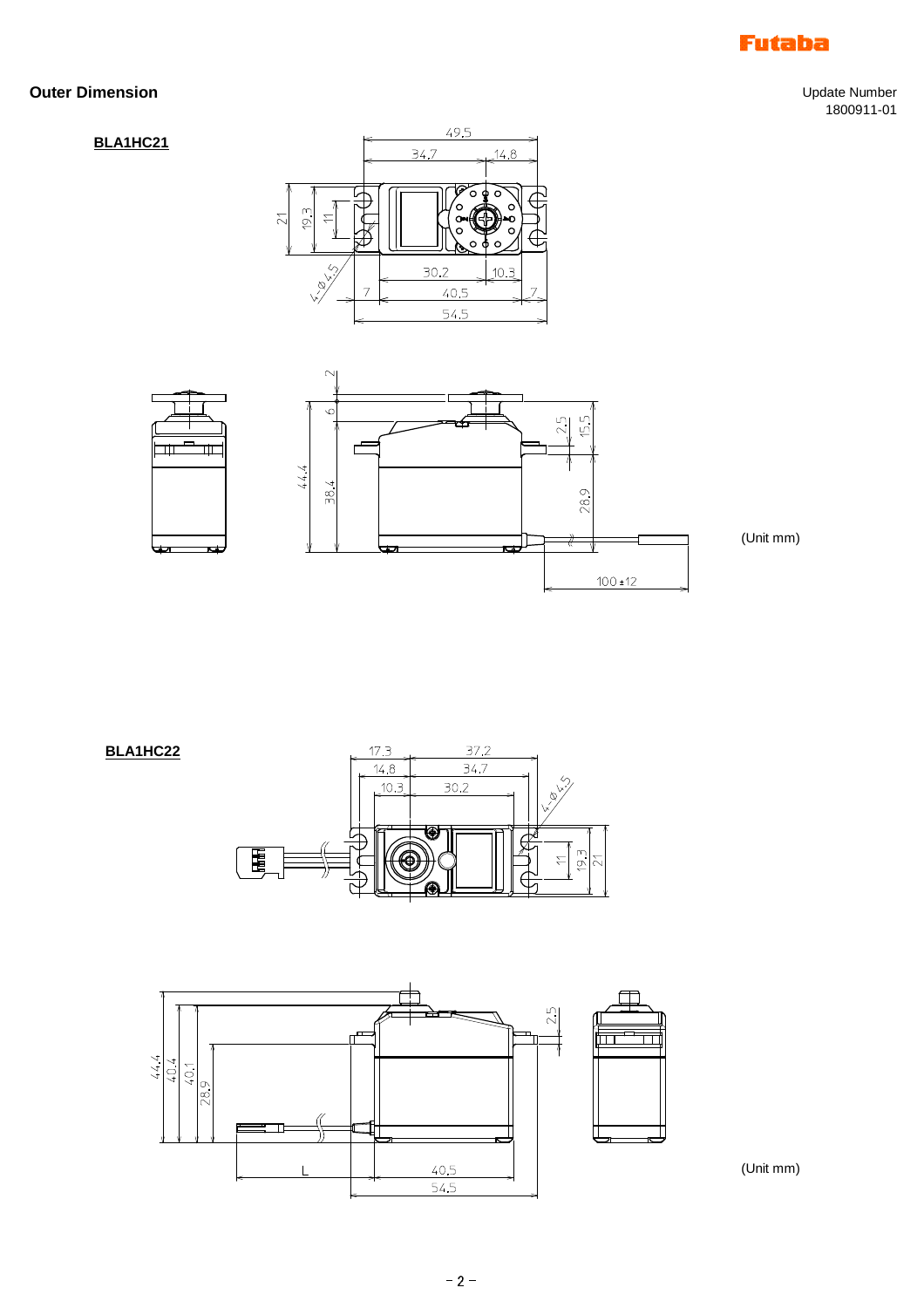## Outer Dimension

Update Number
1800911-01

**BLA1HC21**

49.5
34.7
14.8
21
19.3
11
4-ø4.5
30.2
10.3
7
40.5
7
54.5

2
6
44.4
38.4
2.5
15.5
28.9
100±12

(Unit mm)

**BLA1HC22**

17.3
37.2
14.8
34.7
10.3
30.2
4-ø4.5
11
19.3
21

44.4
40.4
40.1
28.9
2.5
L
40.5
54.5

(Unit mm)